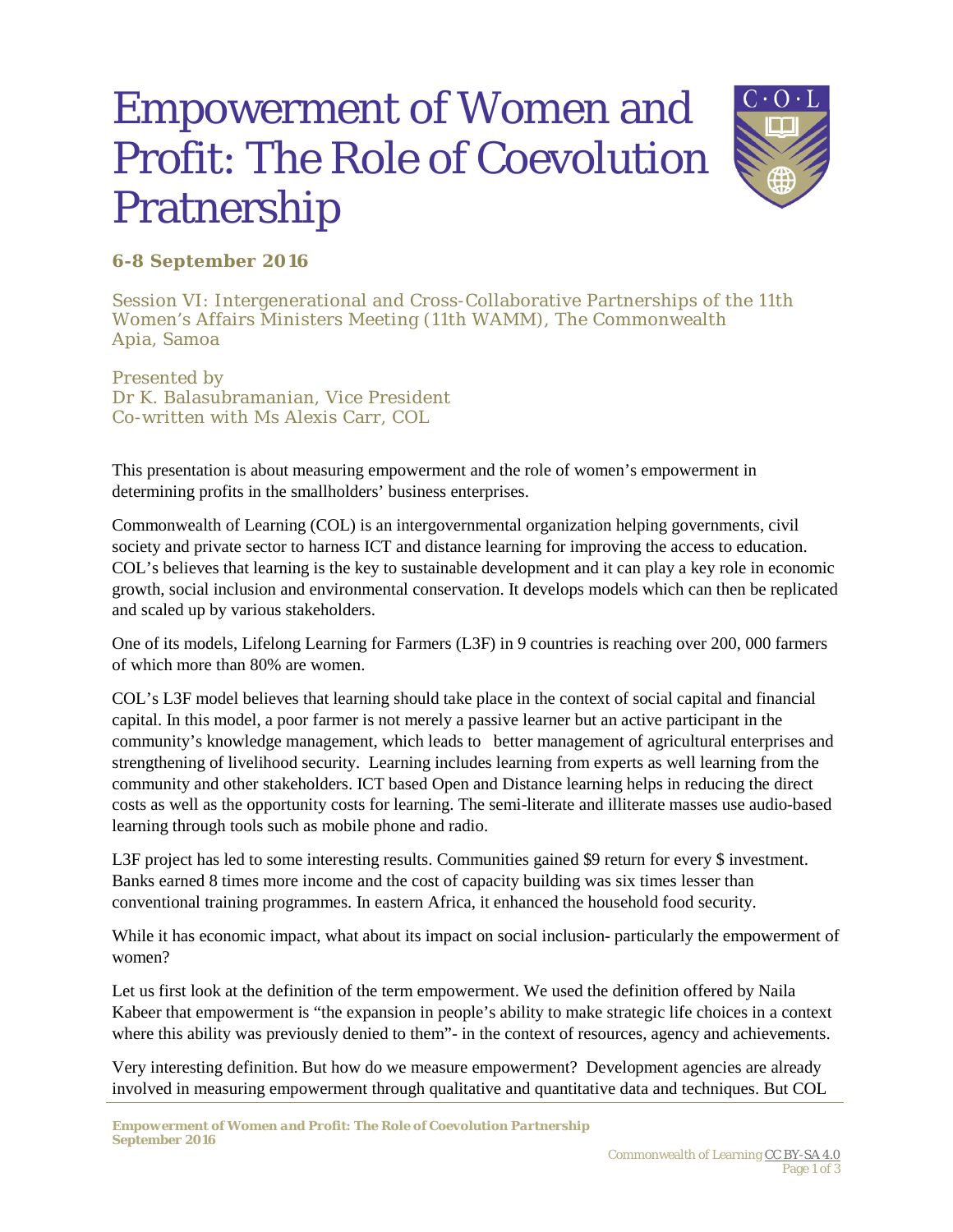# Empowerment of Women and Profit: The Role of Coevolution Pratnership

**6-8 September 2016**

Session VI: Intergenerational and Cross-Collaborative Partnerships of the 11th Women's Affairs Ministers Meeting (11th WAMM), The Commonwealth
Apia, Samoa

Presented by
Dr K. Balasubramanian, Vice President
Co-written with Ms Alexis Carr, COL

This presentation is about measuring empowerment and the role of women's empowerment in determining profits in the smallholders' business enterprises.

Commonwealth of Learning (COL) is an intergovernmental organization helping governments, civil society and private sector to harness ICT and distance learning for improving the access to education. COL's believes that learning is the key to sustainable development and it can play a key role in economic growth, social inclusion and environmental conservation. It develops models which can then be replicated and scaled up by various stakeholders.

One of its models, Lifelong Learning for Farmers (L3F) in 9 countries is reaching over 200, 000 farmers of which more than 80% are women.

COL's L3F model believes that learning should take place in the context of social capital and financial capital. In this model, a poor farmer is not merely a passive learner but an active participant in the community's knowledge management, which leads to better management of agricultural enterprises and strengthening of livelihood security. Learning includes learning from experts as well learning from the community and other stakeholders. ICT based Open and Distance learning helps in reducing the direct costs as well as the opportunity costs for learning. The semi-literate and illiterate masses use audio-based learning through tools such as mobile phone and radio.

L3F project has led to some interesting results. Communities gained $9 return for every $ investment. Banks earned 8 times more income and the cost of capacity building was six times lesser than conventional training programmes. In eastern Africa, it enhanced the household food security.

While it has economic impact, what about its impact on social inclusion- particularly the empowerment of women?

Let us first look at the definition of the term empowerment. We used the definition offered by Naila Kabeer that empowerment is "the expansion in people's ability to make strategic life choices in a context where this ability was previously denied to them"- in the context of resources, agency and achievements.

Very interesting definition. But how do we measure empowerment? Development agencies are already involved in measuring empowerment through qualitative and quantitative data and techniques. But COL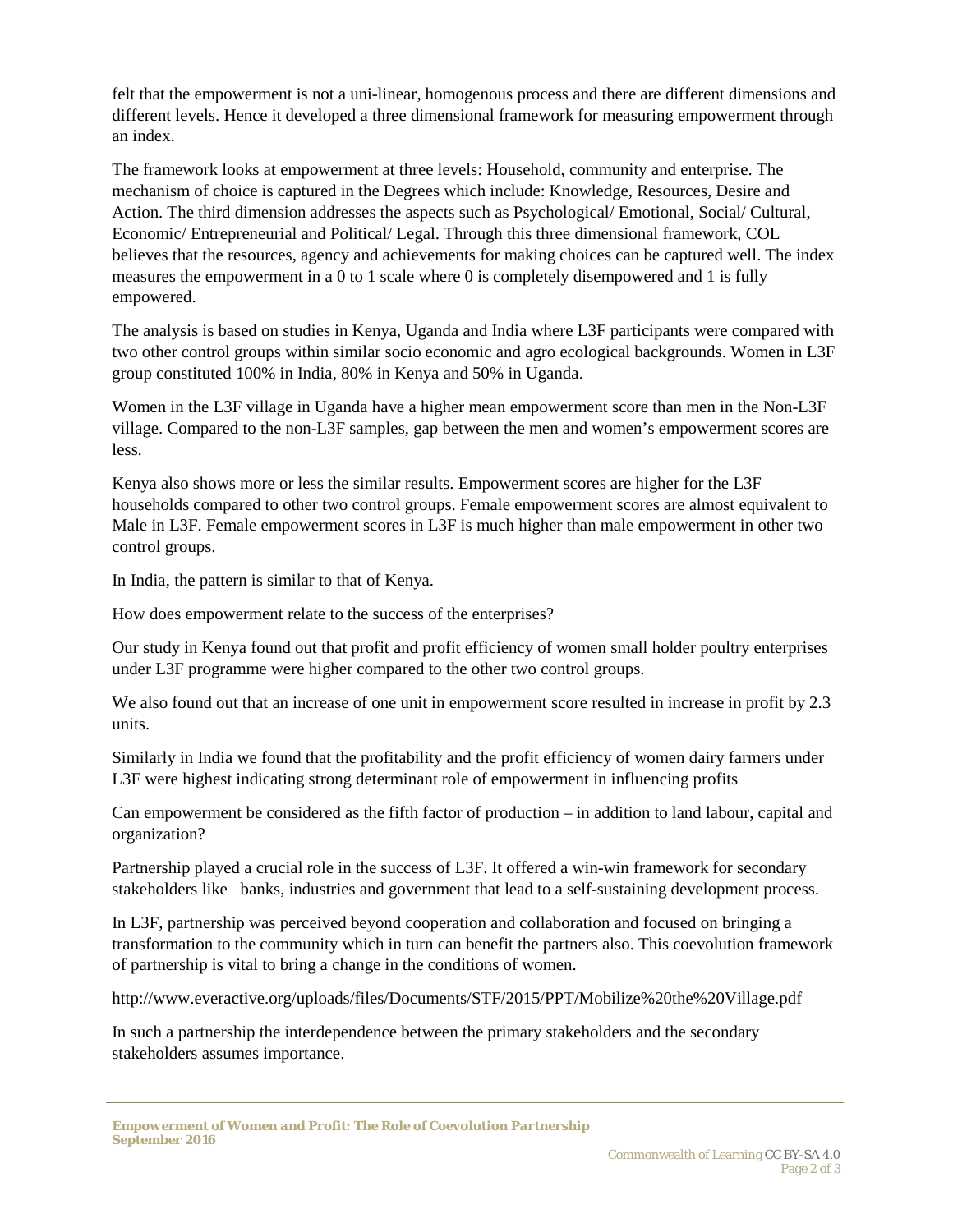felt that the empowerment is not a uni-linear, homogenous process and there are different dimensions and different levels. Hence it developed a three dimensional framework for measuring empowerment through an index.

The framework looks at empowerment at three levels: Household, community and enterprise. The mechanism of choice is captured in the Degrees which include: Knowledge, Resources, Desire and Action. The third dimension addresses the aspects such as Psychological/ Emotional, Social/ Cultural, Economic/ Entrepreneurial and Political/ Legal. Through this three dimensional framework, COL believes that the resources, agency and achievements for making choices can be captured well. The index measures the empowerment in a 0 to 1 scale where 0 is completely disempowered and 1 is fully empowered.

The analysis is based on studies in Kenya, Uganda and India where L3F participants were compared with two other control groups within similar socio economic and agro ecological backgrounds. Women in L3F group constituted 100% in India, 80% in Kenya and 50% in Uganda.

Women in the L3F village in Uganda have a higher mean empowerment score than men in the Non-L3F village. Compared to the non-L3F samples, gap between the men and women's empowerment scores are less.

Kenya also shows more or less the similar results. Empowerment scores are higher for the L3F households compared to other two control groups. Female empowerment scores are almost equivalent to Male in L3F. Female empowerment scores in L3F is much higher than male empowerment in other two control groups.

In India, the pattern is similar to that of Kenya.

How does empowerment relate to the success of the enterprises?

Our study in Kenya found out that profit and profit efficiency of women small holder poultry enterprises under L3F programme were higher compared to the other two control groups.

We also found out that an increase of one unit in empowerment score resulted in increase in profit by 2.3 units.

Similarly in India we found that the profitability and the profit efficiency of women dairy farmers under L3F were highest indicating strong determinant role of empowerment in influencing profits

Can empowerment be considered as the fifth factor of production – in addition to land labour, capital and organization?

Partnership played a crucial role in the success of L3F. It offered a win-win framework for secondary stakeholders like banks, industries and government that lead to a self-sustaining development process.

In L3F, partnership was perceived beyond cooperation and collaboration and focused on bringing a transformation to the community which in turn can benefit the partners also. This coevolution framework of partnership is vital to bring a change in the conditions of women.

http://www.everactive.org/uploads/files/Documents/STF/2015/PPT/Mobilize%20the%20Village.pdf

In such a partnership the interdependence between the primary stakeholders and the secondary stakeholders assumes importance.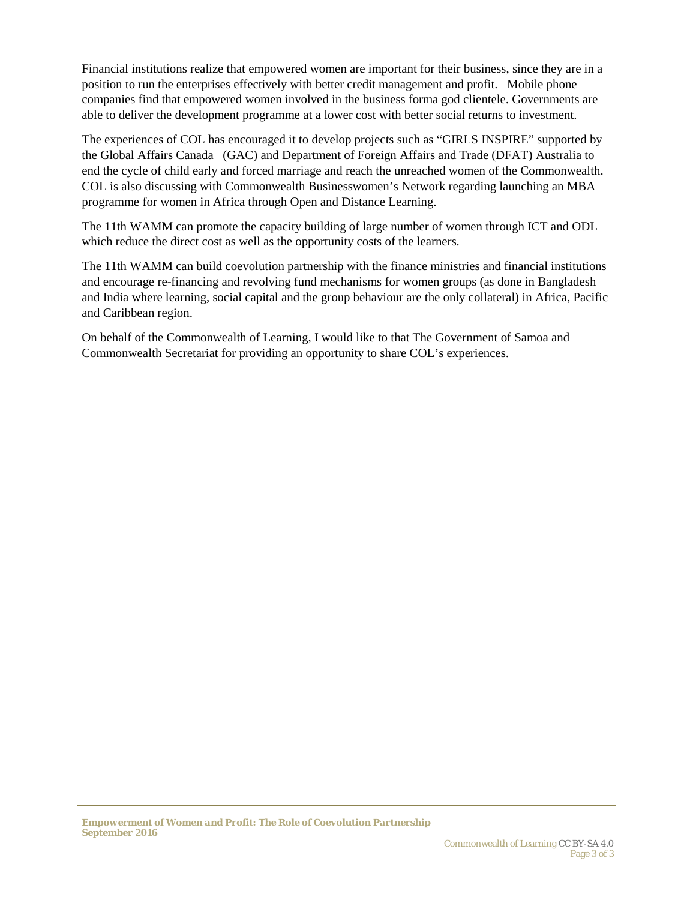Financial institutions realize that empowered women are important for their business, since they are in a position to run the enterprises effectively with better credit management and profit. Mobile phone companies find that empowered women involved in the business forma god clientele. Governments are able to deliver the development programme at a lower cost with better social returns to investment.

The experiences of COL has encouraged it to develop projects such as "GIRLS INSPIRE" supported by the Global Affairs Canada (GAC) and Department of Foreign Affairs and Trade (DFAT) Australia to end the cycle of child early and forced marriage and reach the unreached women of the Commonwealth. COL is also discussing with Commonwealth Businesswomen's Network regarding launching an MBA programme for women in Africa through Open and Distance Learning.

The 11th WAMM can promote the capacity building of large number of women through ICT and ODL which reduce the direct cost as well as the opportunity costs of the learners.

The 11th WAMM can build coevolution partnership with the finance ministries and financial institutions and encourage re-financing and revolving fund mechanisms for women groups (as done in Bangladesh and India where learning, social capital and the group behaviour are the only collateral) in Africa, Pacific and Caribbean region.

On behalf of the Commonwealth of Learning, I would like to that The Government of Samoa and Commonwealth Secretariat for providing an opportunity to share COL's experiences.